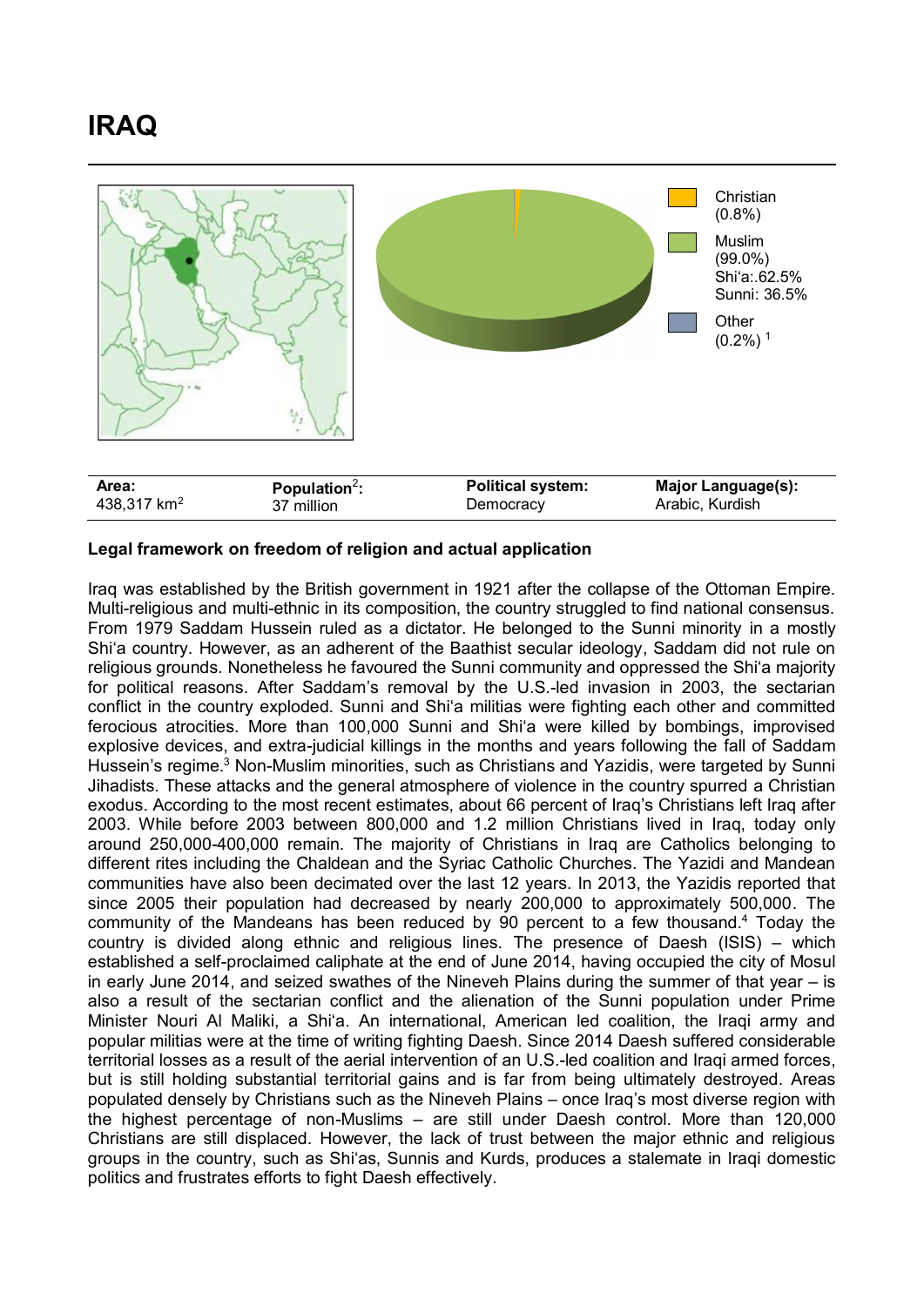# IRAQ

Christian (0.8%)

Muslim (99.0%)
Shi'a:.62.5%
Sunni: 36.5%

Other (0.2%) [1]

| **Area:** | **Population**[2]**:** | **Political system:** | **Major Language(s):** |
| --- | --- | --- | --- |
| 438,317 km$^2$ | 37 million | Democracy | Arabic, Kurdish |

### Legal framework on freedom of religion and actual application

Iraq was established by the British government in 1921 after the collapse of the Ottoman Empire. Multi-religious and multi-ethnic in its composition, the country struggled to find national consensus. From 1979 Saddam Hussein ruled as a dictator. He belonged to the Sunni minority in a mostly Shi'a country. However, as an adherent of the Baathist secular ideology, Saddam did not rule on religious grounds. Nonetheless he favoured the Sunni community and oppressed the Shi'a majority for political reasons. After Saddam's removal by the U.S.-led invasion in 2003, the sectarian conflict in the country exploded. Sunni and Shi'a militias were fighting each other and committed ferocious atrocities. More than 100,000 Sunni and Shi'a were killed by bombings, improvised explosive devices, and extra-judicial killings in the months and years following the fall of Saddam Hussein's regime.[3] Non-Muslim minorities, such as Christians and Yazidis, were targeted by Sunni Jihadists. These attacks and the general atmosphere of violence in the country spurred a Christian exodus. According to the most recent estimates, about 66 percent of Iraq's Christians left Iraq after 2003. While before 2003 between 800,000 and 1.2 million Christians lived in Iraq, today only around 250,000-400,000 remain. The majority of Christians in Iraq are Catholics belonging to different rites including the Chaldean and the Syriac Catholic Churches. The Yazidi and Mandean communities have also been decimated over the last 12 years. In 2013, the Yazidis reported that since 2005 their population had decreased by nearly 200,000 to approximately 500,000. The community of the Mandeans has been reduced by 90 percent to a few thousand.[4] Today the country is divided along ethnic and religious lines. The presence of Daesh (ISIS) – which established a self-proclaimed caliphate at the end of June 2014, having occupied the city of Mosul in early June 2014, and seized swathes of the Nineveh Plains during the summer of that year – is also a result of the sectarian conflict and the alienation of the Sunni population under Prime Minister Nouri Al Maliki, a Shi'a. An international, American led coalition, the Iraqi army and popular militias were at the time of writing fighting Daesh. Since 2014 Daesh suffered considerable territorial losses as a result of the aerial intervention of an U.S.-led coalition and Iraqi armed forces, but is still holding substantial territorial gains and is far from being ultimately destroyed. Areas populated densely by Christians such as the Nineveh Plains – once Iraq's most diverse region with the highest percentage of non-Muslims – are still under Daesh control. More than 120,000 Christians are still displaced. However, the lack of trust between the major ethnic and religious groups in the country, such as Shi'as, Sunnis and Kurds, produces a stalemate in Iraqi domestic politics and frustrates efforts to fight Daesh effectively.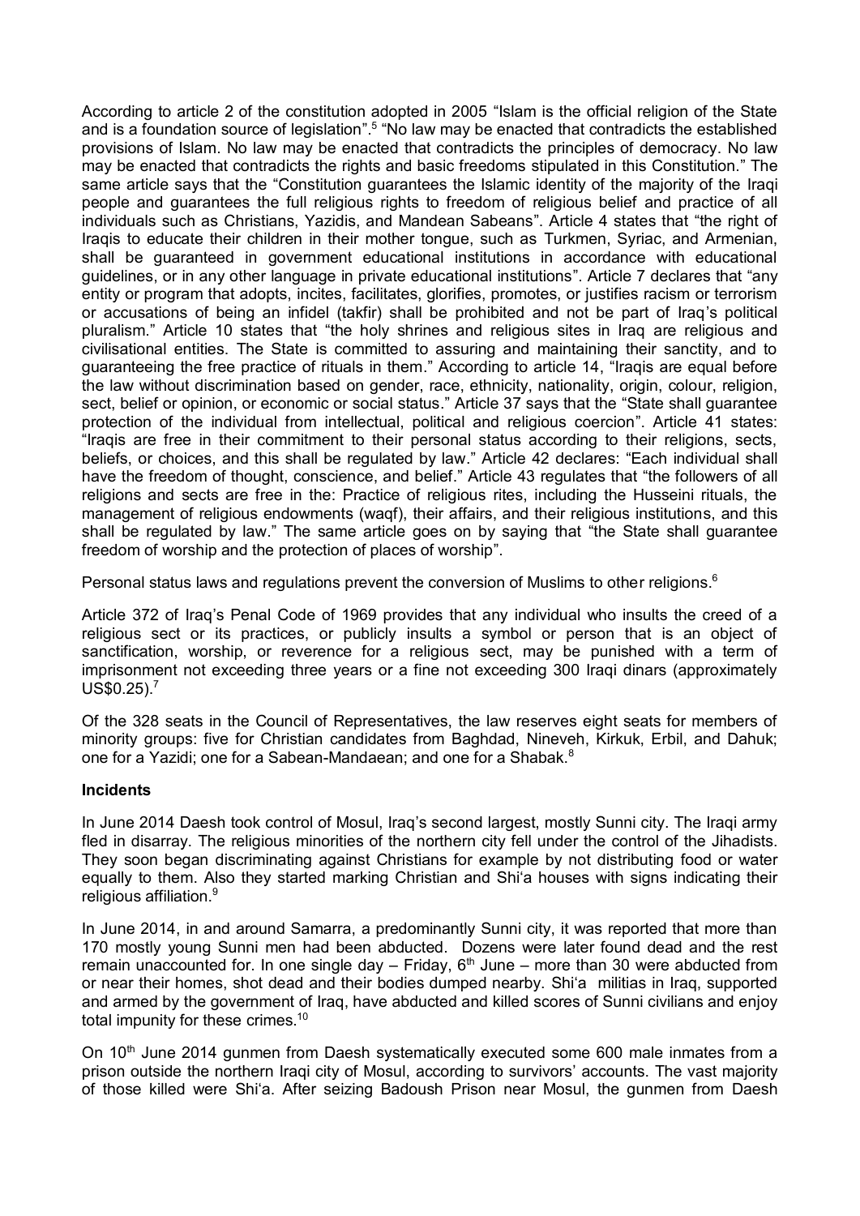According to article 2 of the constitution adopted in 2005 "Islam is the official religion of the State and is a foundation source of legislation".[5] "No law may be enacted that contradicts the established provisions of Islam. No law may be enacted that contradicts the principles of democracy. No law may be enacted that contradicts the rights and basic freedoms stipulated in this Constitution." The same article says that the "Constitution guarantees the Islamic identity of the majority of the Iraqi people and guarantees the full religious rights to freedom of religious belief and practice of all individuals such as Christians, Yazidis, and Mandean Sabeans". Article 4 states that "the right of Iraqis to educate their children in their mother tongue, such as Turkmen, Syriac, and Armenian, shall be guaranteed in government educational institutions in accordance with educational guidelines, or in any other language in private educational institutions". Article 7 declares that "any entity or program that adopts, incites, facilitates, glorifies, promotes, or justifies racism or terrorism or accusations of being an infidel (takfir) shall be prohibited and not be part of Iraq's political pluralism." Article 10 states that "the holy shrines and religious sites in Iraq are religious and civilisational entities. The State is committed to assuring and maintaining their sanctity, and to guaranteeing the free practice of rituals in them." According to article 14, "Iraqis are equal before the law without discrimination based on gender, race, ethnicity, nationality, origin, colour, religion, sect, belief or opinion, or economic or social status." Article 37 says that the "State shall guarantee protection of the individual from intellectual, political and religious coercion". Article 41 states: "Iraqis are free in their commitment to their personal status according to their religions, sects, beliefs, or choices, and this shall be regulated by law." Article 42 declares: "Each individual shall have the freedom of thought, conscience, and belief." Article 43 regulates that "the followers of all religions and sects are free in the: Practice of religious rites, including the Husseini rituals, the management of religious endowments (waqf), their affairs, and their religious institutions, and this shall be regulated by law." The same article goes on by saying that "the State shall guarantee freedom of worship and the protection of places of worship".

Personal status laws and regulations prevent the conversion of Muslims to other religions.[6]

Article 372 of Iraq's Penal Code of 1969 provides that any individual who insults the creed of a religious sect or its practices, or publicly insults a symbol or person that is an object of sanctification, worship, or reverence for a religious sect, may be punished with a term of imprisonment not exceeding three years or a fine not exceeding 300 Iraqi dinars (approximately US$0.25).[7]

Of the 328 seats in the Council of Representatives, the law reserves eight seats for members of minority groups: five for Christian candidates from Baghdad, Nineveh, Kirkuk, Erbil, and Dahuk; one for a Yazidi; one for a Sabean-Mandaean; and one for a Shabak.[8]

**Incidents**

In June 2014 Daesh took control of Mosul, Iraq's second largest, mostly Sunni city. The Iraqi army fled in disarray. The religious minorities of the northern city fell under the control of the Jihadists. They soon began discriminating against Christians for example by not distributing food or water equally to them. Also they started marking Christian and Shi'a houses with signs indicating their religious affiliation.[9]

In June 2014, in and around Samarra, a predominantly Sunni city, it was reported that more than 170 mostly young Sunni men had been abducted. Dozens were later found dead and the rest remain unaccounted for. In one single day – Friday, 6th June – more than 30 were abducted from or near their homes, shot dead and their bodies dumped nearby. Shi'a militias in Iraq, supported and armed by the government of Iraq, have abducted and killed scores of Sunni civilians and enjoy total impunity for these crimes.[10]

On 10th June 2014 gunmen from Daesh systematically executed some 600 male inmates from a prison outside the northern Iraqi city of Mosul, according to survivors' accounts. The vast majority of those killed were Shi'a. After seizing Badoush Prison near Mosul, the gunmen from Daesh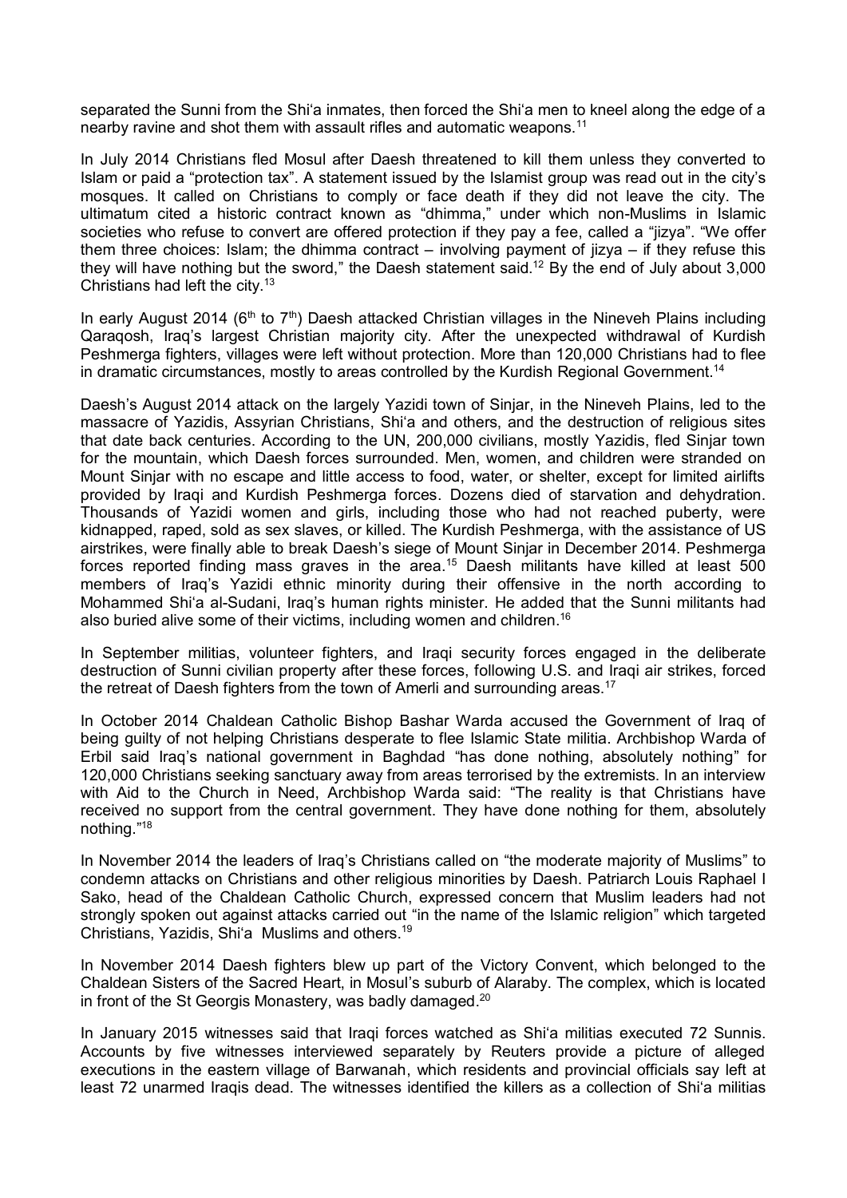separated the Sunni from the Shi'a inmates, then forced the Shi'a men to kneel along the edge of a nearby ravine and shot them with assault rifles and automatic weapons.[11]

In July 2014 Christians fled Mosul after Daesh threatened to kill them unless they converted to Islam or paid a "protection tax". A statement issued by the Islamist group was read out in the city's mosques. It called on Christians to comply or face death if they did not leave the city. The ultimatum cited a historic contract known as "dhimma," under which non-Muslims in Islamic societies who refuse to convert are offered protection if they pay a fee, called a "jizya". "We offer them three choices: Islam; the dhimma contract – involving payment of jizya – if they refuse this they will have nothing but the sword," the Daesh statement said.[12] By the end of July about 3,000 Christians had left the city.[13]

In early August 2014 (6th to 7th) Daesh attacked Christian villages in the Nineveh Plains including Qaraqosh, Iraq's largest Christian majority city. After the unexpected withdrawal of Kurdish Peshmerga fighters, villages were left without protection. More than 120,000 Christians had to flee in dramatic circumstances, mostly to areas controlled by the Kurdish Regional Government.[14]

Daesh's August 2014 attack on the largely Yazidi town of Sinjar, in the Nineveh Plains, led to the massacre of Yazidis, Assyrian Christians, Shi'a and others, and the destruction of religious sites that date back centuries. According to the UN, 200,000 civilians, mostly Yazidis, fled Sinjar town for the mountain, which Daesh forces surrounded. Men, women, and children were stranded on Mount Sinjar with no escape and little access to food, water, or shelter, except for limited airlifts provided by Iraqi and Kurdish Peshmerga forces. Dozens died of starvation and dehydration. Thousands of Yazidi women and girls, including those who had not reached puberty, were kidnapped, raped, sold as sex slaves, or killed. The Kurdish Peshmerga, with the assistance of US airstrikes, were finally able to break Daesh's siege of Mount Sinjar in December 2014. Peshmerga forces reported finding mass graves in the area.[15] Daesh militants have killed at least 500 members of Iraq's Yazidi ethnic minority during their offensive in the north according to Mohammed Shi'a al-Sudani, Iraq's human rights minister. He added that the Sunni militants had also buried alive some of their victims, including women and children.[16]

In September militias, volunteer fighters, and Iraqi security forces engaged in the deliberate destruction of Sunni civilian property after these forces, following U.S. and Iraqi air strikes, forced the retreat of Daesh fighters from the town of Amerli and surrounding areas.[17]

In October 2014 Chaldean Catholic Bishop Bashar Warda accused the Government of Iraq of being guilty of not helping Christians desperate to flee Islamic State militia. Archbishop Warda of Erbil said Iraq's national government in Baghdad "has done nothing, absolutely nothing" for 120,000 Christians seeking sanctuary away from areas terrorised by the extremists. In an interview with Aid to the Church in Need, Archbishop Warda said: "The reality is that Christians have received no support from the central government. They have done nothing for them, absolutely nothing."[18]

In November 2014 the leaders of Iraq's Christians called on "the moderate majority of Muslims" to condemn attacks on Christians and other religious minorities by Daesh. Patriarch Louis Raphael I Sako, head of the Chaldean Catholic Church, expressed concern that Muslim leaders had not strongly spoken out against attacks carried out "in the name of the Islamic religion" which targeted Christians, Yazidis, Shi'a Muslims and others.[19]

In November 2014 Daesh fighters blew up part of the Victory Convent, which belonged to the Chaldean Sisters of the Sacred Heart, in Mosul's suburb of Alaraby. The complex, which is located in front of the St Georgis Monastery, was badly damaged.[20]

In January 2015 witnesses said that Iraqi forces watched as Shi'a militias executed 72 Sunnis. Accounts by five witnesses interviewed separately by Reuters provide a picture of alleged executions in the eastern village of Barwanah, which residents and provincial officials say left at least 72 unarmed Iraqis dead. The witnesses identified the killers as a collection of Shi'a militias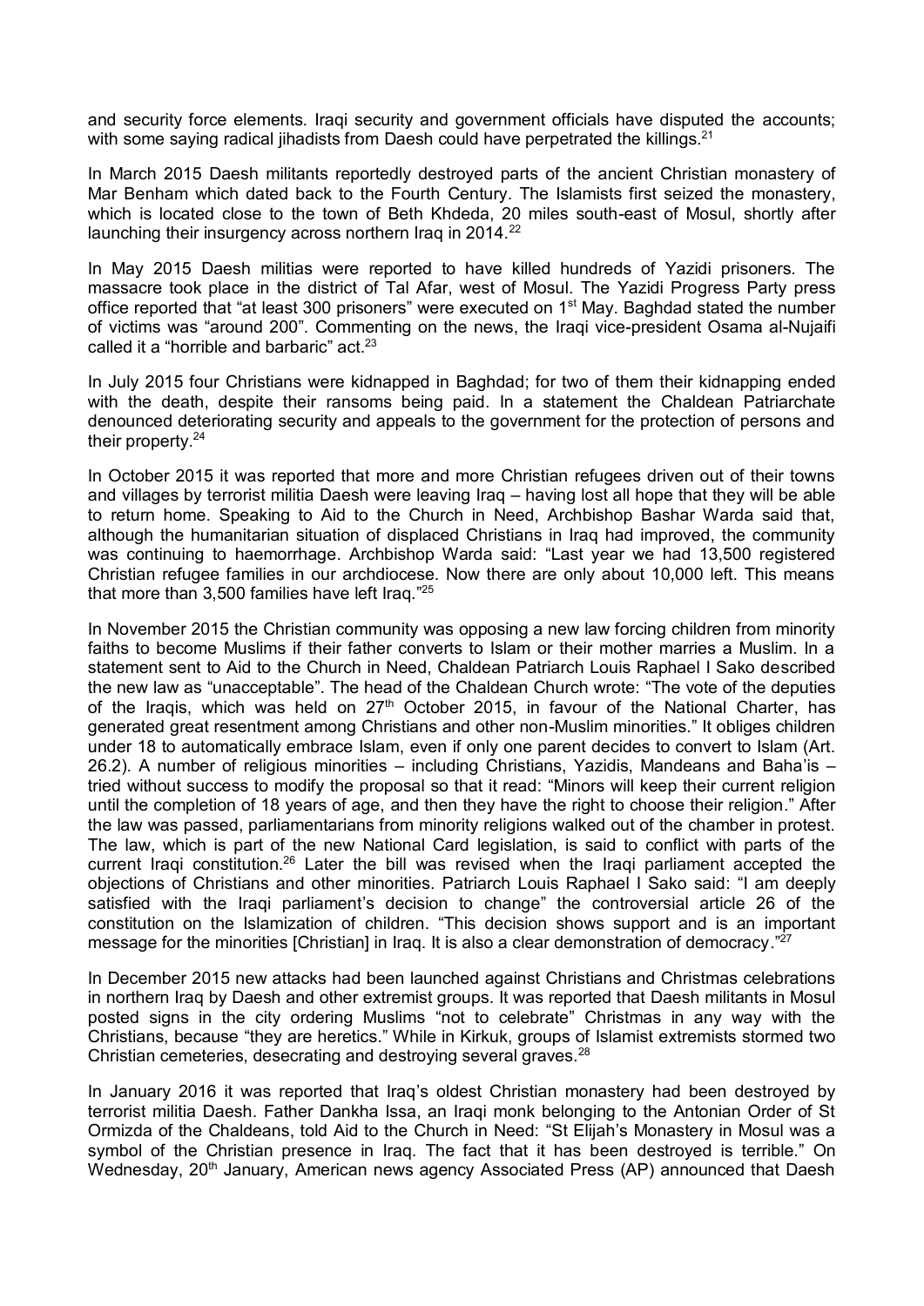and security force elements. Iraqi security and government officials have disputed the accounts; with some saying radical jihadists from Daesh could have perpetrated the killings.[21]

In March 2015 Daesh militants reportedly destroyed parts of the ancient Christian monastery of Mar Benham which dated back to the Fourth Century. The Islamists first seized the monastery, which is located close to the town of Beth Khdeda, 20 miles south-east of Mosul, shortly after launching their insurgency across northern Iraq in 2014.[22]

In May 2015 Daesh militias were reported to have killed hundreds of Yazidi prisoners. The massacre took place in the district of Tal Afar, west of Mosul. The Yazidi Progress Party press office reported that "at least 300 prisoners" were executed on 1st May. Baghdad stated the number of victims was "around 200". Commenting on the news, the Iraqi vice-president Osama al-Nujaifi called it a "horrible and barbaric" act.[23]

In July 2015 four Christians were kidnapped in Baghdad; for two of them their kidnapping ended with the death, despite their ransoms being paid. In a statement the Chaldean Patriarchate denounced deteriorating security and appeals to the government for the protection of persons and their property.[24]

In October 2015 it was reported that more and more Christian refugees driven out of their towns and villages by terrorist militia Daesh were leaving Iraq – having lost all hope that they will be able to return home. Speaking to Aid to the Church in Need, Archbishop Bashar Warda said that, although the humanitarian situation of displaced Christians in Iraq had improved, the community was continuing to haemorrhage. Archbishop Warda said: "Last year we had 13,500 registered Christian refugee families in our archdiocese. Now there are only about 10,000 left. This means that more than 3,500 families have left Iraq."[25]

In November 2015 the Christian community was opposing a new law forcing children from minority faiths to become Muslims if their father converts to Islam or their mother marries a Muslim. In a statement sent to Aid to the Church in Need, Chaldean Patriarch Louis Raphael I Sako described the new law as "unacceptable". The head of the Chaldean Church wrote: "The vote of the deputies of the Iraqis, which was held on 27th October 2015, in favour of the National Charter, has generated great resentment among Christians and other non-Muslim minorities." It obliges children under 18 to automatically embrace Islam, even if only one parent decides to convert to Islam (Art. 26.2). A number of religious minorities – including Christians, Yazidis, Mandeans and Baha'is – tried without success to modify the proposal so that it read: "Minors will keep their current religion until the completion of 18 years of age, and then they have the right to choose their religion." After the law was passed, parliamentarians from minority religions walked out of the chamber in protest. The law, which is part of the new National Card legislation, is said to conflict with parts of the current Iraqi constitution.[26] Later the bill was revised when the Iraqi parliament accepted the objections of Christians and other minorities. Patriarch Louis Raphael I Sako said: "I am deeply satisfied with the Iraqi parliament's decision to change" the controversial article 26 of the constitution on the Islamization of children. "This decision shows support and is an important message for the minorities [Christian] in Iraq. It is also a clear demonstration of democracy."[27]

In December 2015 new attacks had been launched against Christians and Christmas celebrations in northern Iraq by Daesh and other extremist groups. It was reported that Daesh militants in Mosul posted signs in the city ordering Muslims "not to celebrate" Christmas in any way with the Christians, because "they are heretics." While in Kirkuk, groups of Islamist extremists stormed two Christian cemeteries, desecrating and destroying several graves.[28]

In January 2016 it was reported that Iraq's oldest Christian monastery had been destroyed by terrorist militia Daesh. Father Dankha Issa, an Iraqi monk belonging to the Antonian Order of St Ormizda of the Chaldeans, told Aid to the Church in Need: "St Elijah's Monastery in Mosul was a symbol of the Christian presence in Iraq. The fact that it has been destroyed is terrible." On Wednesday, 20th January, American news agency Associated Press (AP) announced that Daesh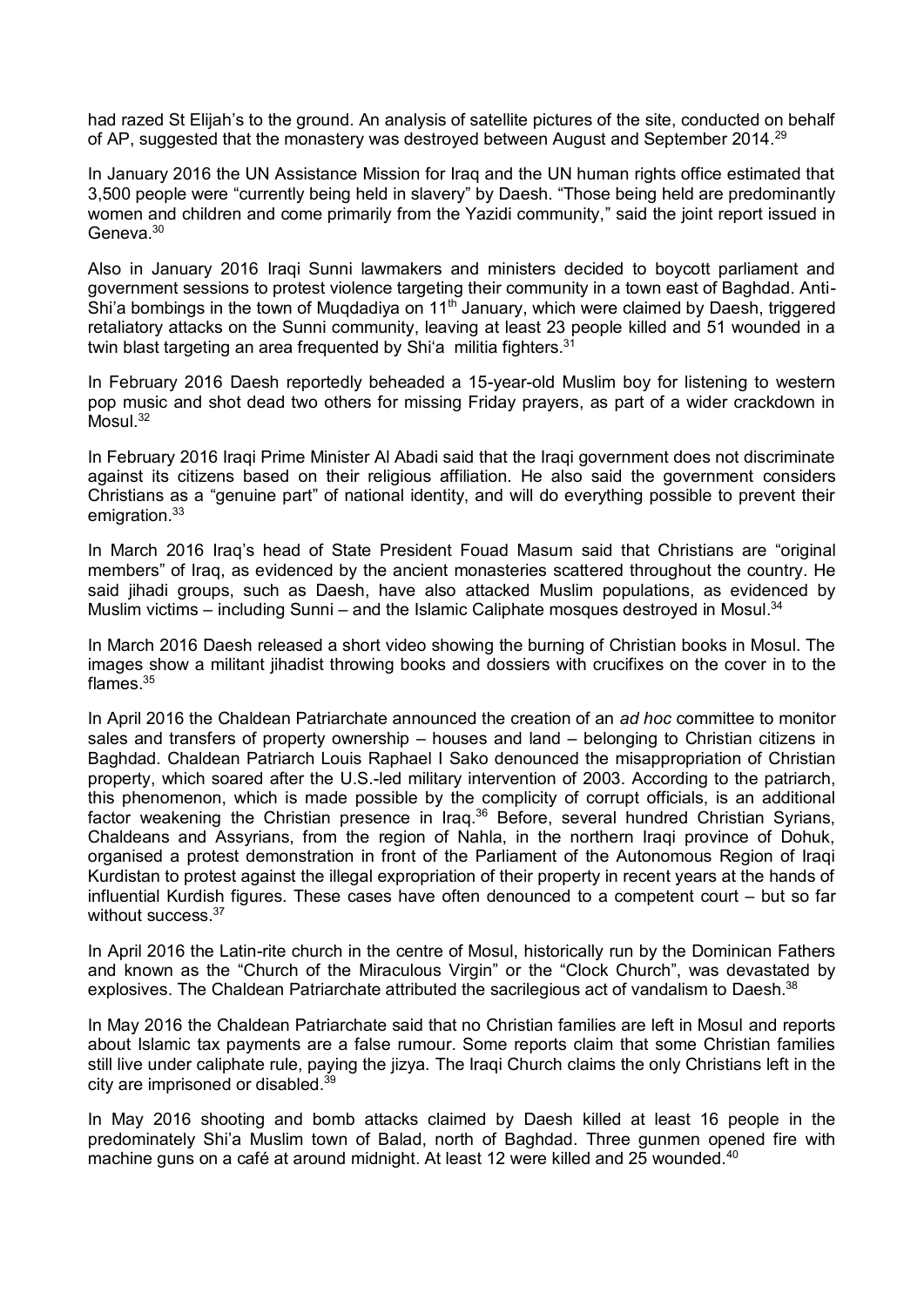had razed St Elijah's to the ground. An analysis of satellite pictures of the site, conducted on behalf of AP, suggested that the monastery was destroyed between August and September 2014.[29]

In January 2016 the UN Assistance Mission for Iraq and the UN human rights office estimated that 3,500 people were "currently being held in slavery" by Daesh. "Those being held are predominantly women and children and come primarily from the Yazidi community," said the joint report issued in Geneva.[30]

Also in January 2016 Iraqi Sunni lawmakers and ministers decided to boycott parliament and government sessions to protest violence targeting their community in a town east of Baghdad. Anti-Shi'a bombings in the town of Muqdadiya on 11th January, which were claimed by Daesh, triggered retaliatory attacks on the Sunni community, leaving at least 23 people killed and 51 wounded in a twin blast targeting an area frequented by Shi'a militia fighters.[31]

In February 2016 Daesh reportedly beheaded a 15-year-old Muslim boy for listening to western pop music and shot dead two others for missing Friday prayers, as part of a wider crackdown in Mosul.[32]

In February 2016 Iraqi Prime Minister Al Abadi said that the Iraqi government does not discriminate against its citizens based on their religious affiliation. He also said the government considers Christians as a "genuine part" of national identity, and will do everything possible to prevent their emigration.[33]

In March 2016 Iraq's head of State President Fouad Masum said that Christians are "original members" of Iraq, as evidenced by the ancient monasteries scattered throughout the country. He said jihadi groups, such as Daesh, have also attacked Muslim populations, as evidenced by Muslim victims – including Sunni – and the Islamic Caliphate mosques destroyed in Mosul.[34]

In March 2016 Daesh released a short video showing the burning of Christian books in Mosul. The images show a militant jihadist throwing books and dossiers with crucifixes on the cover in to the flames.[35]

In April 2016 the Chaldean Patriarchate announced the creation of an *ad hoc* committee to monitor sales and transfers of property ownership – houses and land – belonging to Christian citizens in Baghdad. Chaldean Patriarch Louis Raphael I Sako denounced the misappropriation of Christian property, which soared after the U.S.-led military intervention of 2003. According to the patriarch, this phenomenon, which is made possible by the complicity of corrupt officials, is an additional factor weakening the Christian presence in Iraq.[36] Before, several hundred Christian Syrians, Chaldeans and Assyrians, from the region of Nahla, in the northern Iraqi province of Dohuk, organised a protest demonstration in front of the Parliament of the Autonomous Region of Iraqi Kurdistan to protest against the illegal expropriation of their property in recent years at the hands of influential Kurdish figures. These cases have often denounced to a competent court – but so far without success.[37]

In April 2016 the Latin-rite church in the centre of Mosul, historically run by the Dominican Fathers and known as the "Church of the Miraculous Virgin" or the "Clock Church", was devastated by explosives. The Chaldean Patriarchate attributed the sacrilegious act of vandalism to Daesh.[38]

In May 2016 the Chaldean Patriarchate said that no Christian families are left in Mosul and reports about Islamic tax payments are a false rumour. Some reports claim that some Christian families still live under caliphate rule, paying the jizya. The Iraqi Church claims the only Christians left in the city are imprisoned or disabled.[39]

In May 2016 shooting and bomb attacks claimed by Daesh killed at least 16 people in the predominately Shi'a Muslim town of Balad, north of Baghdad. Three gunmen opened fire with machine guns on a café at around midnight. At least 12 were killed and 25 wounded.[40]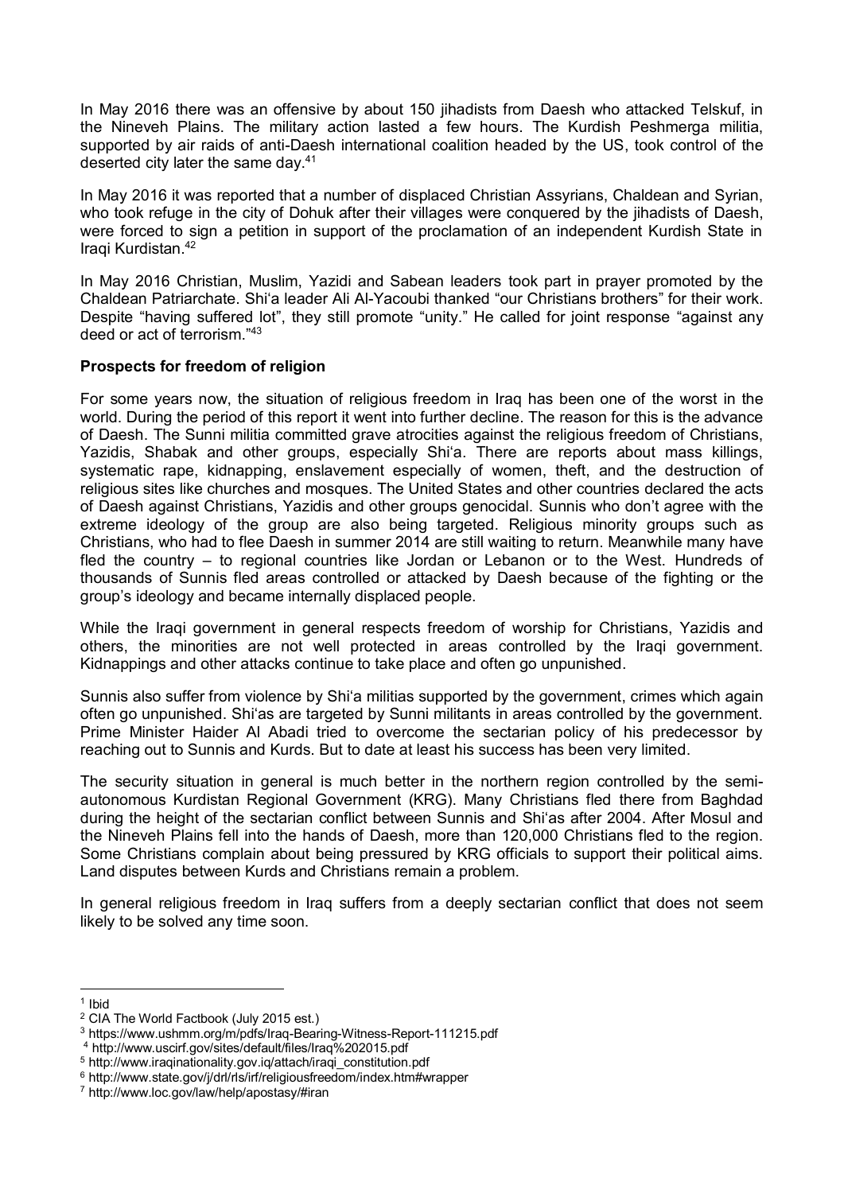In May 2016 there was an offensive by about 150 jihadists from Daesh who attacked Telskuf, in the Nineveh Plains. The military action lasted a few hours. The Kurdish Peshmerga militia, supported by air raids of anti-Daesh international coalition headed by the US, took control of the deserted city later the same day.[41]

In May 2016 it was reported that a number of displaced Christian Assyrians, Chaldean and Syrian, who took refuge in the city of Dohuk after their villages were conquered by the jihadists of Daesh, were forced to sign a petition in support of the proclamation of an independent Kurdish State in Iraqi Kurdistan.[42]

In May 2016 Christian, Muslim, Yazidi and Sabean leaders took part in prayer promoted by the Chaldean Patriarchate. Shi'a leader Ali Al-Yacoubi thanked "our Christians brothers" for their work. Despite "having suffered lot", they still promote "unity." He called for joint response "against any deed or act of terrorism."[43]

**Prospects for freedom of religion**

For some years now, the situation of religious freedom in Iraq has been one of the worst in the world. During the period of this report it went into further decline. The reason for this is the advance of Daesh. The Sunni militia committed grave atrocities against the religious freedom of Christians, Yazidis, Shabak and other groups, especially Shi'a. There are reports about mass killings, systematic rape, kidnapping, enslavement especially of women, theft, and the destruction of religious sites like churches and mosques. The United States and other countries declared the acts of Daesh against Christians, Yazidis and other groups genocidal. Sunnis who don't agree with the extreme ideology of the group are also being targeted. Religious minority groups such as Christians, who had to flee Daesh in summer 2014 are still waiting to return. Meanwhile many have fled the country – to regional countries like Jordan or Lebanon or to the West. Hundreds of thousands of Sunnis fled areas controlled or attacked by Daesh because of the fighting or the group's ideology and became internally displaced people.

While the Iraqi government in general respects freedom of worship for Christians, Yazidis and others, the minorities are not well protected in areas controlled by the Iraqi government. Kidnappings and other attacks continue to take place and often go unpunished.

Sunnis also suffer from violence by Shi'a militias supported by the government, crimes which again often go unpunished. Shi'as are targeted by Sunni militants in areas controlled by the government. Prime Minister Haider Al Abadi tried to overcome the sectarian policy of his predecessor by reaching out to Sunnis and Kurds. But to date at least his success has been very limited.

The security situation in general is much better in the northern region controlled by the semi-autonomous Kurdistan Regional Government (KRG). Many Christians fled there from Baghdad during the height of the sectarian conflict between Sunnis and Shi'as after 2004. After Mosul and the Nineveh Plains fell into the hands of Daesh, more than 120,000 Christians fled to the region. Some Christians complain about being pressured by KRG officials to support their political aims. Land disputes between Kurds and Christians remain a problem.

In general religious freedom in Iraq suffers from a deeply sectarian conflict that does not seem likely to be solved any time soon.

---

[1] Ibid
[2] CIA The World Factbook (July 2015 est.)
[3] https://www.ushmm.org/m/pdfs/Iraq-Bearing-Witness-Report-111215.pdf
[4] http://www.uscirf.gov/sites/default/files/Iraq%202015.pdf
[5] http://www.iraqinationality.gov.iq/attach/iraqi_constitution.pdf
[6] http://www.state.gov/j/drl/rls/irf/religiousfreedom/index.htm#wrapper
[7] http://www.loc.gov/law/help/apostasy/#iran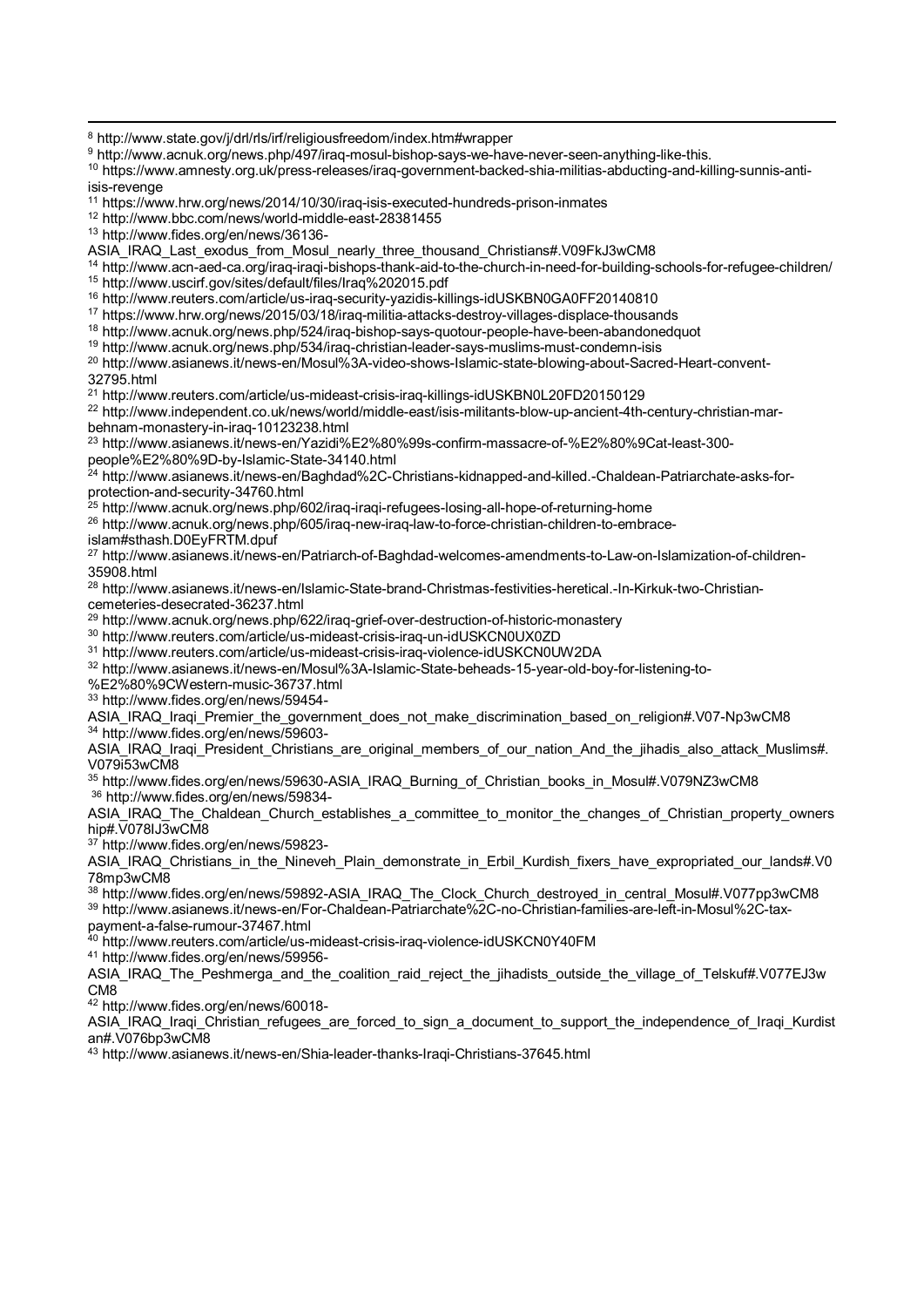[8] http://www.state.gov/j/drl/rls/irf/religiousfreedom/index.htm#wrapper

[9] http://www.acnuk.org/news.php/497/iraq-mosul-bishop-says-we-have-never-seen-anything-like-this.

[10] https://www.amnesty.org.uk/press-releases/iraq-government-backed-shia-militias-abducting-and-killing-sunnis-anti-isis-revenge

[11] https://www.hrw.org/news/2014/10/30/iraq-isis-executed-hundreds-prison-inmates

[12] http://www.bbc.com/news/world-middle-east-28381455

[13] http://www.fides.org/en/news/36136-ASIA_IRAQ_Last_exodus_from_Mosul_nearly_three_thousand_Christians#.V09FkJ3wCM8

[14] http://www.acn-aed-ca.org/iraq-iraqi-bishops-thank-aid-to-the-church-in-need-for-building-schools-for-refugee-children/

[15] http://www.uscirf.gov/sites/default/files/Iraq%202015.pdf

[16] http://www.reuters.com/article/us-iraq-security-yazidis-killings-idUSKBN0GA0FF20140810

[17] https://www.hrw.org/news/2015/03/18/iraq-militia-attacks-destroy-villages-displace-thousands

[18] http://www.acnuk.org/news.php/524/iraq-bishop-says-quotour-people-have-been-abandonedquot

[19] http://www.acnuk.org/news.php/534/iraq-christian-leader-says-muslims-must-condemn-isis

[20] http://www.asianews.it/news-en/Mosul%3A-video-shows-Islamic-state-blowing-about-Sacred-Heart-convent-32795.html

[21] http://www.reuters.com/article/us-mideast-crisis-iraq-killings-idUSKBN0L20FD20150129

[22] http://www.independent.co.uk/news/world/middle-east/isis-militants-blow-up-ancient-4th-century-christian-mar-behnam-monastery-in-iraq-10123238.html

[23] http://www.asianews.it/news-en/Yazidi%E2%80%99s-confirm-massacre-of-%E2%80%9Cat-least-300-people%E2%80%9D-by-Islamic-State-34140.html

[24] http://www.asianews.it/news-en/Baghdad%2C-Christians-kidnapped-and-killed.-Chaldean-Patriarchate-asks-for-protection-and-security-34760.html

[25] http://www.acnuk.org/news.php/602/iraq-iraqi-refugees-losing-all-hope-of-returning-home

[26] http://www.acnuk.org/news.php/605/iraq-new-iraq-law-to-force-christian-children-to-embrace-islam#sthash.D0EyFRTM.dpuf

[27] http://www.asianews.it/news-en/Patriarch-of-Baghdad-welcomes-amendments-to-Law-on-Islamization-of-children-35908.html

[28] http://www.asianews.it/news-en/Islamic-State-brand-Christmas-festivities-heretical.-In-Kirkuk-two-Christian-cemeteries-desecrated-36237.html

[29] http://www.acnuk.org/news.php/622/iraq-grief-over-destruction-of-historic-monastery

[30] http://www.reuters.com/article/us-mideast-crisis-iraq-un-idUSKCN0UX0ZD

[31] http://www.reuters.com/article/us-mideast-crisis-iraq-violence-idUSKCN0UW2DA

[32] http://www.asianews.it/news-en/Mosul%3A-Islamic-State-beheads-15-year-old-boy-for-listening-to-%E2%80%9CWestern-music-36737.html

[33] http://www.fides.org/en/news/59454-ASIA_IRAQ_Iraqi_Premier_the_government_does_not_make_discrimination_based_on_religion#.V07-Np3wCM8

[34] http://www.fides.org/en/news/59603-ASIA_IRAQ_Iraqi_President_Christians_are_original_members_of_our_nation_And_the_jihadis_also_attack_Muslims#.V079i53wCM8

[35] http://www.fides.org/en/news/59630-ASIA_IRAQ_Burning_of_Christian_books_in_Mosul#.V079NZ3wCM8

[36] http://www.fides.org/en/news/59834-ASIA_IRAQ_The_Chaldean_Church_establishes_a_committee_to_monitor_the_changes_of_Christian_property_ownership#.V078lJ3wCM8

[37] http://www.fides.org/en/news/59823-ASIA_IRAQ_Christians_in_the_Nineveh_Plain_demonstrate_in_Erbil_Kurdish_fixers_have_expropriated_our_lands#.V078mp3wCM8

[38] http://www.fides.org/en/news/59892-ASIA_IRAQ_The_Clock_Church_destroyed_in_central_Mosul#.V077pp3wCM8

[39] http://www.asianews.it/news-en/For-Chaldean-Patriarchate%2C-no-Christian-families-are-left-in-Mosul%2C-tax-payment-a-false-rumour-37467.html

[40] http://www.reuters.com/article/us-mideast-crisis-iraq-violence-idUSKCN0Y40FM

[41] http://www.fides.org/en/news/59956-ASIA_IRAQ_The_Peshmerga_and_the_coalition_raid_reject_the_jihadists_outside_the_village_of_Telskuf#.V077EJ3wCM8

[42] http://www.fides.org/en/news/60018-ASIA_IRAQ_Iraqi_Christian_refugees_are_forced_to_sign_a_document_to_support_the_independence_of_Iraqi_Kurdistan#.V076bp3wCM8

[43] http://www.asianews.it/news-en/Shia-leader-thanks-Iraqi-Christians-37645.html